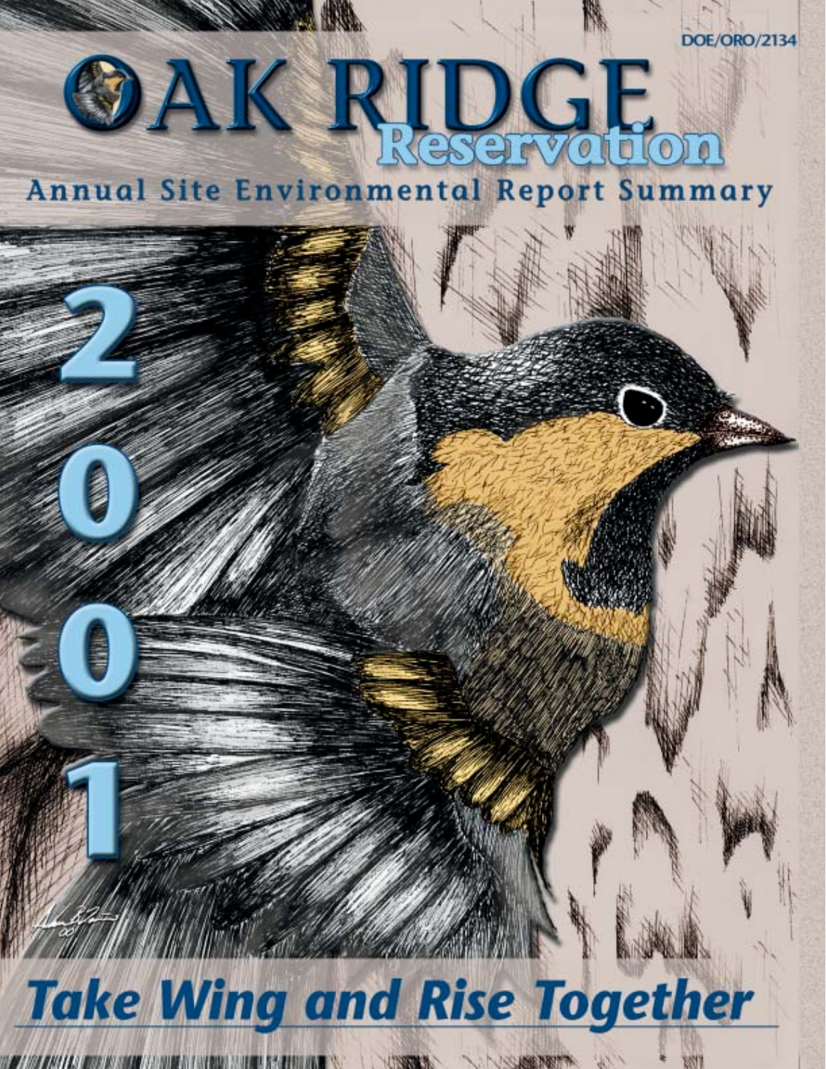DOE/ORO/2134

# OAK RIDGE Reservation

## Annual Site Environmental Report Summary

# 2001

## *Take Wing and Rise Together*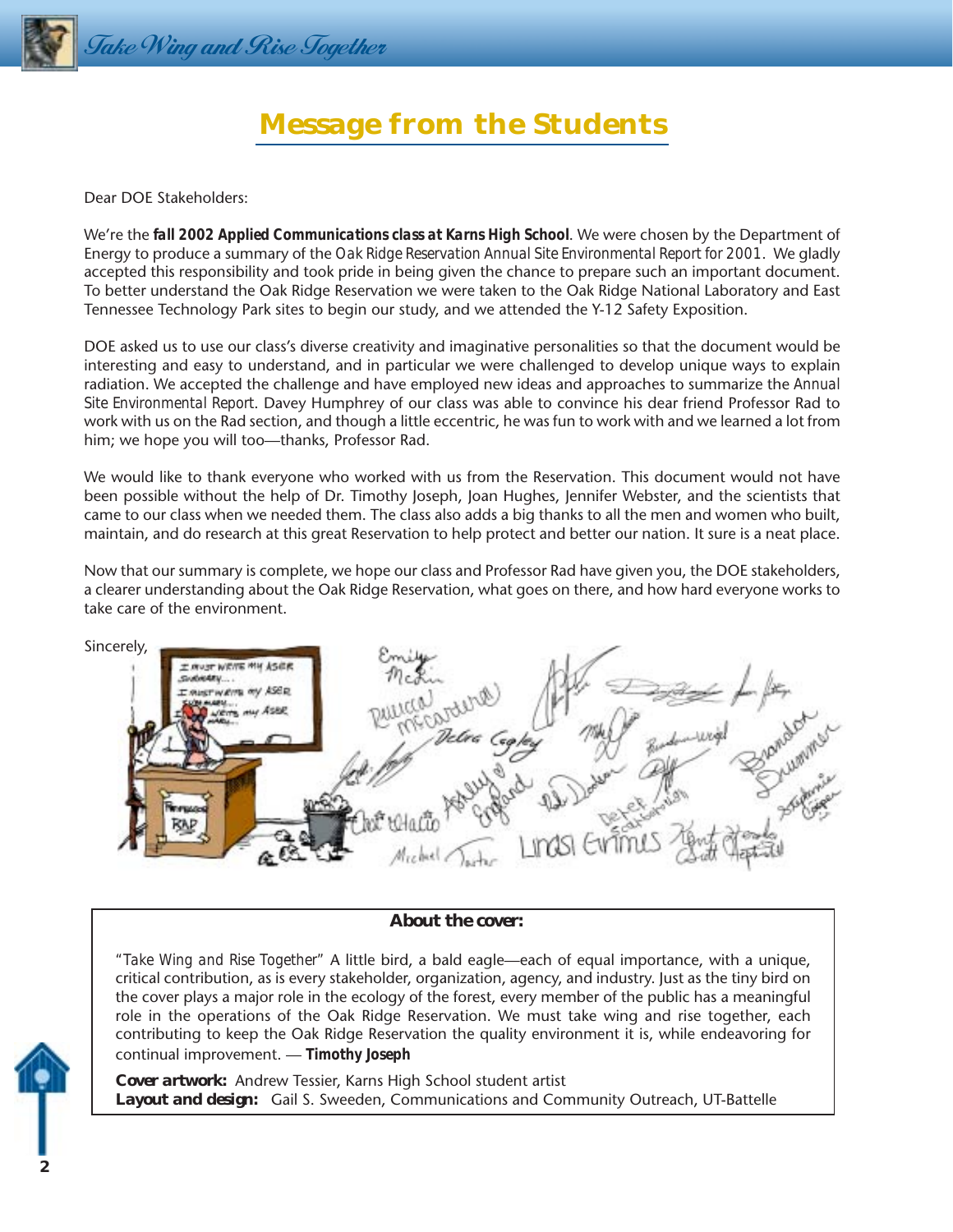# Message from the Students

Dear DOE Stakeholders:

We're the ***fall 2002 Applied Communications class at Karns High School***. We were chosen by the Department of Energy to produce a summary of the *Oak Ridge Reservation Annual Site Environmental Report for 2001*. We gladly accepted this responsibility and took pride in being given the chance to prepare such an important document. To better understand the Oak Ridge Reservation we were taken to the Oak Ridge National Laboratory and East Tennessee Technology Park sites to begin our study, and we attended the Y-12 Safety Exposition.

DOE asked us to use our class's diverse creativity and imaginative personalities so that the document would be interesting and easy to understand, and in particular we were challenged to develop unique ways to explain radiation. We accepted the challenge and have employed new ideas and approaches to summarize the *Annual Site Environmental Report*. Davey Humphrey of our class was able to convince his dear friend Professor Rad to work with us on the Rad section, and though a little eccentric, he was fun to work with and we learned a lot from him; we hope you will too—thanks, Professor Rad.

We would like to thank everyone who worked with us from the Reservation. This document would not have been possible without the help of Dr. Timothy Joseph, Joan Hughes, Jennifer Webster, and the scientists that came to our class when we needed them. The class also adds a big thanks to all the men and women who built, maintain, and do research at this great Reservation to help protect and better our nation. It sure is a neat place.

Now that our summary is complete, we hope our class and Professor Rad have given you, the DOE stakeholders, a clearer understanding about the Oak Ridge Reservation, what goes on there, and how hard everyone works to take care of the environment.

Sincerely,

**About the cover:**

"*Take Wing and Rise Together*" A little bird, a bald eagle—each of equal importance, with a unique, critical contribution, as is every stakeholder, organization, agency, and industry. Just as the tiny bird on the cover plays a major role in the ecology of the forest, every member of the public has a meaningful role in the operations of the Oak Ridge Reservation. We must take wing and rise together, each contributing to keep the Oak Ridge Reservation the quality environment it is, while endeavoring for continual improvement. — ***Timothy Joseph***

**Cover artwork:** Andrew Tessier, Karns High School student artist
**Layout and design:** Gail S. Sweeden, Communications and Community Outreach, UT-Battelle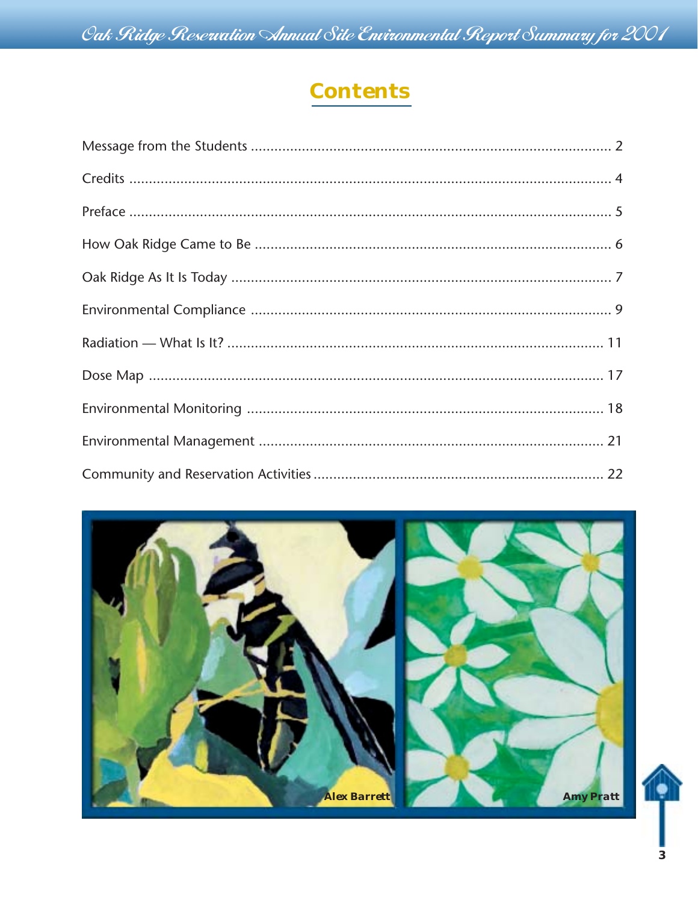# Contents

| | |
|---|---|
| Message from the Students | 2 |
| Credits | 4 |
| Preface | 5 |
| How Oak Ridge Came to Be | 6 |
| Oak Ridge As It Is Today | 7 |
| Environmental Compliance | 9 |
| Radiation — What Is It? | 11 |
| Dose Map | 17 |
| Environmental Monitoring | 18 |
| Environmental Management | 21 |
| Community and Reservation Activities | 22 |

Alex Barrett

Amy Pratt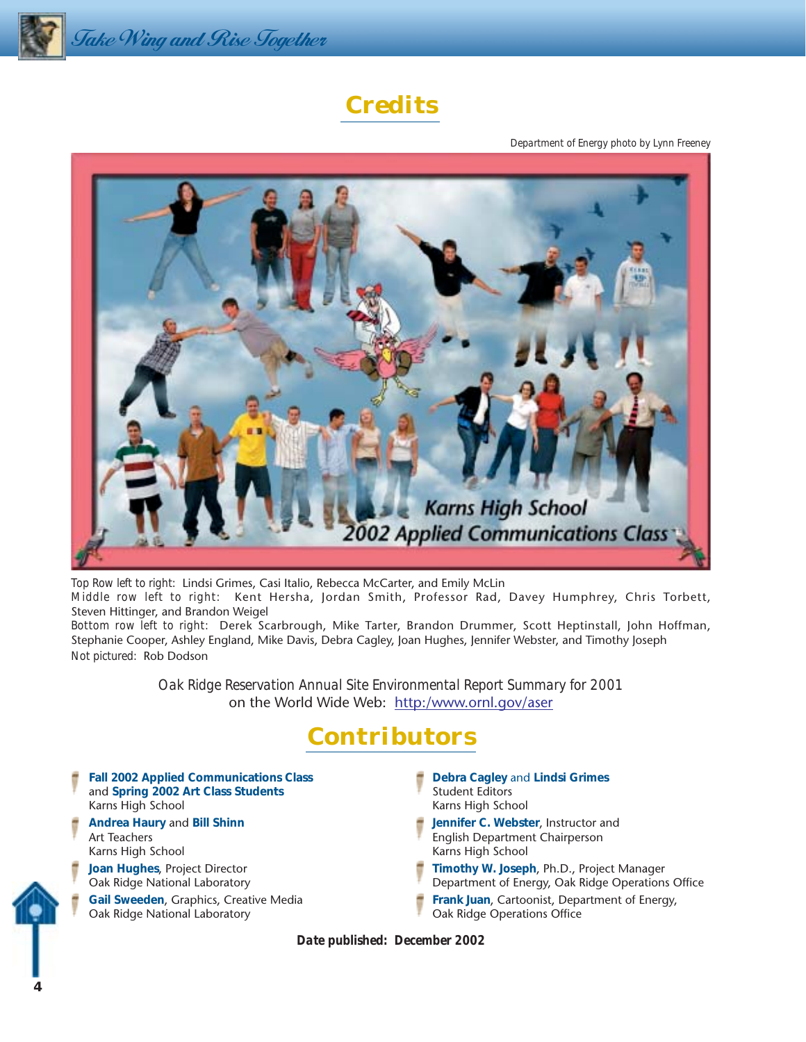# Credits

Department of Energy photo by Lynn Freeney

Top Row left to right: Lindsi Grimes, Casi Italio, Rebecca McCarter, and Emily McLin
Middle row left to right: Kent Hersha, Jordan Smith, Professor Rad, Davey Humphrey, Chris Torbett, Steven Hittinger, and Brandon Weigel
Bottom row left to right: Derek Scarbrough, Mike Tarter, Brandon Drummer, Scott Heptinstall, John Hoffman, Stephanie Cooper, Ashley England, Mike Davis, Debra Cagley, Joan Hughes, Jennifer Webster, and Timothy Joseph
Not pictured: Rob Dodson

*Oak Ridge Reservation Annual Site Environmental Report Summary for 2001*
on the World Wide Web: http:/www.ornl.gov/aser

# Contributors

- **Fall 2002 Applied Communications Class** and **Spring 2002 Art Class Students**
  Karns High School
- **Andrea Haury** and **Bill Shinn**
  Art Teachers
  Karns High School
- **Joan Hughes**, Project Director
  Oak Ridge National Laboratory
- **Gail Sweeden**, Graphics, Creative Media
  Oak Ridge National Laboratory
- **Debra Cagley** and **Lindsi Grimes**
  Student Editors
  Karns High School
- **Jennifer C. Webster**, Instructor and
  English Department Chairperson
  Karns High School
- **Timothy W. Joseph**, Ph.D., Project Manager
  Department of Energy, Oak Ridge Operations Office
- **Frank Juan**, Cartoonist, Department of Energy,
  Oak Ridge Operations Office

**Date published: December 2002**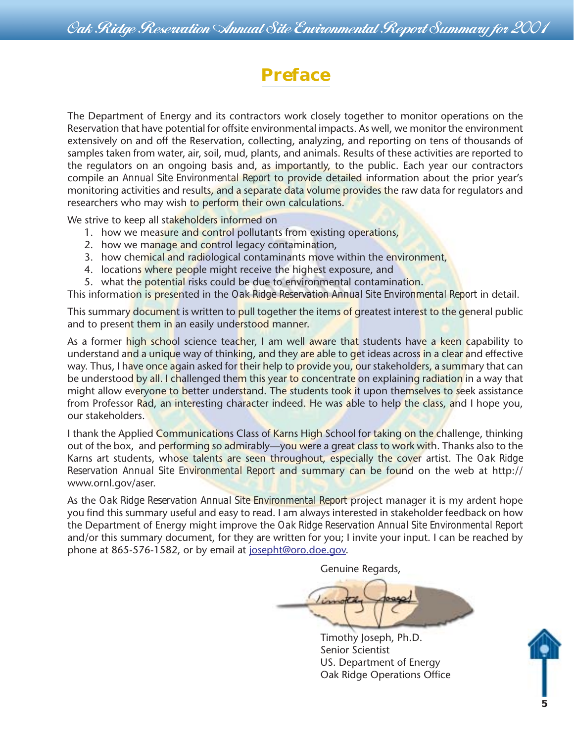# Preface

The Department of Energy and its contractors work closely together to monitor operations on the Reservation that have potential for offsite environmental impacts. As well, we monitor the environment extensively on and off the Reservation, collecting, analyzing, and reporting on tens of thousands of samples taken from water, air, soil, mud, plants, and animals. Results of these activities are reported to the regulators on an ongoing basis and, as importantly, to the public. Each year our contractors compile an *Annual Site Environmental Report* to provide detailed information about the prior year's monitoring activities and results, and a separate data volume provides the raw data for regulators and researchers who may wish to perform their own calculations.

We strive to keep all stakeholders informed on

1. how we measure and control pollutants from existing operations,
2. how we manage and control legacy contamination,
3. how chemical and radiological contaminants move within the environment,
4. locations where people might receive the highest exposure, and
5. what the potential risks could be due to environmental contamination.

This information is presented in the *Oak Ridge Reservation Annual Site Environmental Report* in detail.

This summary document is written to pull together the items of greatest interest to the general public and to present them in an easily understood manner.

As a former high school science teacher, I am well aware that students have a keen capability to understand and a unique way of thinking, and they are able to get ideas across in a clear and effective way. Thus, I have once again asked for their help to provide you, our stakeholders, a summary that can be understood by all. I challenged them this year to concentrate on explaining radiation in a way that might allow everyone to better understand. The students took it upon themselves to seek assistance from Professor Rad, an interesting character indeed. He was able to help the class, and I hope you, our stakeholders.

I thank the Applied Communications Class of Karns High School for taking on the challenge, thinking out of the box, and performing so admirably—you were a great class to work with. Thanks also to the Karns art students, whose talents are seen throughout, especially the cover artist. The *Oak Ridge Reservation Annual Site Environmental Report* and summary can be found on the web at http://www.ornl.gov/aser.

As the *Oak Ridge Reservation Annual Site Environmental Report* project manager it is my ardent hope you find this summary useful and easy to read. I am always interested in stakeholder feedback on how the Department of Energy might improve the *Oak Ridge Reservation Annual Site Environmental Report* and/or this summary document, for they are written for you; I invite your input. I can be reached by phone at 865-576-1582, or by email at josepht@oro.doe.gov.

Genuine Regards,

Timothy Joseph, Ph.D.
Senior Scientist
US. Department of Energy
Oak Ridge Operations Office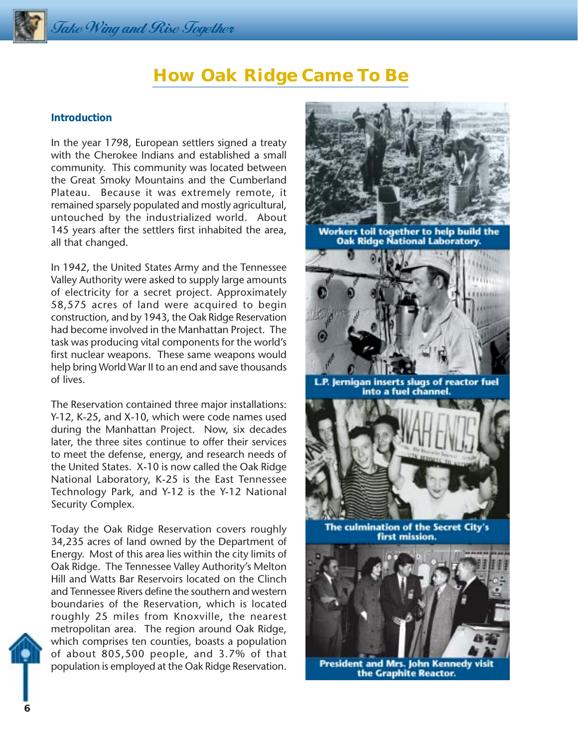# How Oak Ridge Came To Be

## Introduction

In the year 1798, European settlers signed a treaty with the Cherokee Indians and established a small community. This community was located between the Great Smoky Mountains and the Cumberland Plateau. Because it was extremely remote, it remained sparsely populated and mostly agricultural, untouched by the industrialized world. About 145 years after the settlers first inhabited the area, all that changed.

In 1942, the United States Army and the Tennessee Valley Authority were asked to supply large amounts of electricity for a secret project. Approximately 58,575 acres of land were acquired to begin construction, and by 1943, the Oak Ridge Reservation had become involved in the Manhattan Project. The task was producing vital components for the world's first nuclear weapons. These same weapons would help bring World War II to an end and save thousands of lives.

The Reservation contained three major installations: Y-12, K-25, and X-10, which were code names used during the Manhattan Project. Now, six decades later, the three sites continue to offer their services to meet the defense, energy, and research needs of the United States. X-10 is now called the Oak Ridge National Laboratory, K-25 is the East Tennessee Technology Park, and Y-12 is the Y-12 National Security Complex.

Today the Oak Ridge Reservation covers roughly 34,235 acres of land owned by the Department of Energy. Most of this area lies within the city limits of Oak Ridge. The Tennessee Valley Authority's Melton Hill and Watts Bar Reservoirs located on the Clinch and Tennessee Rivers define the southern and western boundaries of the Reservation, which is located roughly 25 miles from Knoxville, the nearest metropolitan area. The region around Oak Ridge, which comprises ten counties, boasts a population of about 805,500 people, and 3.7% of that population is employed at the Oak Ridge Reservation.

Workers toil together to help build the Oak Ridge National Laboratory.

L.P. Jernigan inserts slugs of reactor fuel into a fuel channel.

The culmination of the Secret City's first mission.

President and Mrs. John Kennedy visit the Graphite Reactor.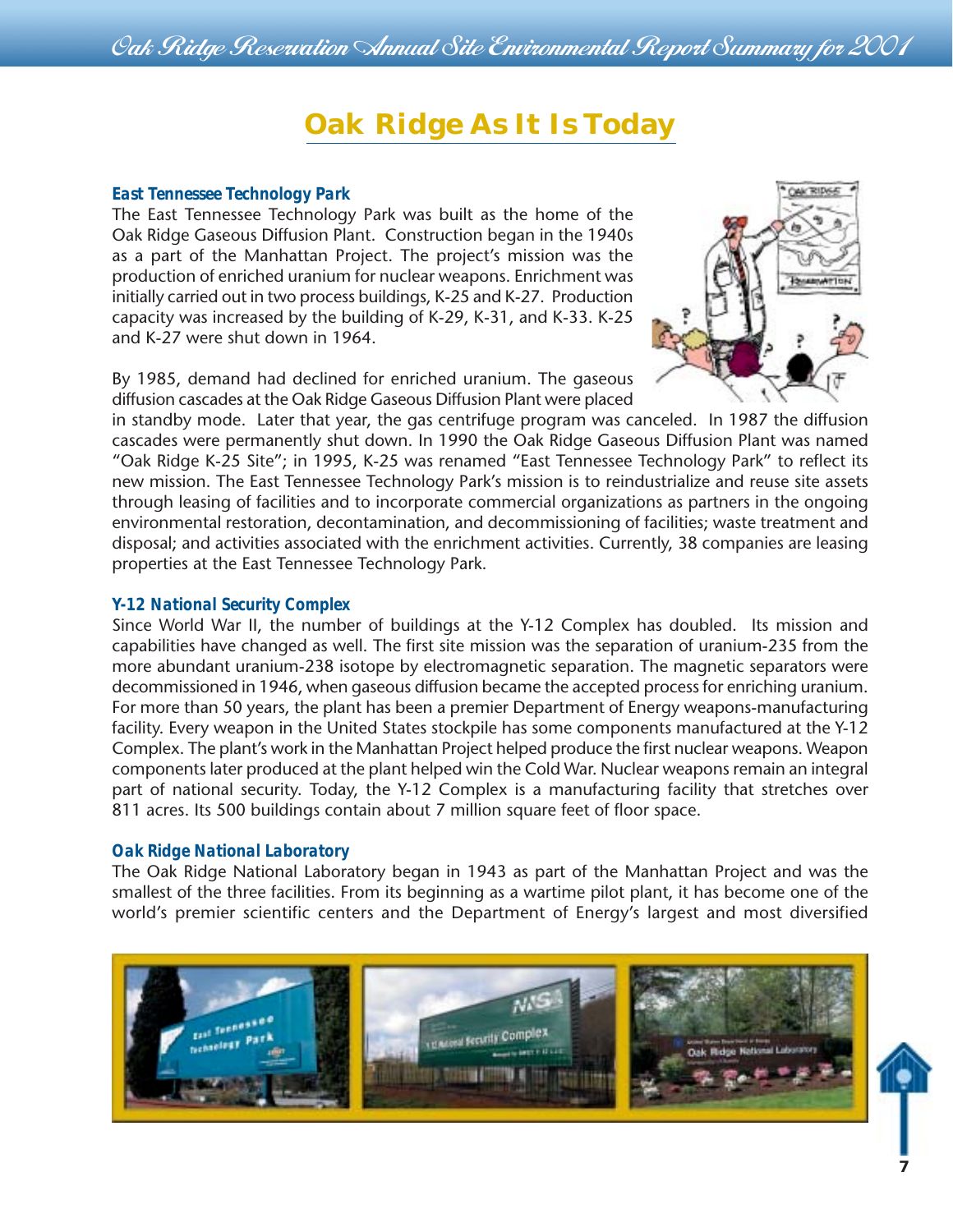# Oak Ridge As It Is Today

### East Tennessee Technology Park

The East Tennessee Technology Park was built as the home of the Oak Ridge Gaseous Diffusion Plant. Construction began in the 1940s as a part of the Manhattan Project. The project's mission was the production of enriched uranium for nuclear weapons. Enrichment was initially carried out in two process buildings, K-25 and K-27. Production capacity was increased by the building of K-29, K-31, and K-33. K-25 and K-27 were shut down in 1964.

By 1985, demand had declined for enriched uranium. The gaseous diffusion cascades at the Oak Ridge Gaseous Diffusion Plant were placed in standby mode. Later that year, the gas centrifuge program was canceled. In 1987 the diffusion cascades were permanently shut down. In 1990 the Oak Ridge Gaseous Diffusion Plant was named "Oak Ridge K-25 Site"; in 1995, K-25 was renamed "East Tennessee Technology Park" to reflect its new mission. The East Tennessee Technology Park's mission is to reindustrialize and reuse site assets through leasing of facilities and to incorporate commercial organizations as partners in the ongoing environmental restoration, decontamination, and decommissioning of facilities; waste treatment and disposal; and activities associated with the enrichment activities. Currently, 38 companies are leasing properties at the East Tennessee Technology Park.

### Y-12 National Security Complex

Since World War II, the number of buildings at the Y-12 Complex has doubled. Its mission and capabilities have changed as well. The first site mission was the separation of uranium-235 from the more abundant uranium-238 isotope by electromagnetic separation. The magnetic separators were decommissioned in 1946, when gaseous diffusion became the accepted process for enriching uranium. For more than 50 years, the plant has been a premier Department of Energy weapons-manufacturing facility. Every weapon in the United States stockpile has some components manufactured at the Y-12 Complex. The plant's work in the Manhattan Project helped produce the first nuclear weapons. Weapon components later produced at the plant helped win the Cold War. Nuclear weapons remain an integral part of national security. Today, the Y-12 Complex is a manufacturing facility that stretches over 811 acres. Its 500 buildings contain about 7 million square feet of floor space.

### Oak Ridge National Laboratory

The Oak Ridge National Laboratory began in 1943 as part of the Manhattan Project and was the smallest of the three facilities. From its beginning as a wartime pilot plant, it has become one of the world's premier scientific centers and the Department of Energy's largest and most diversified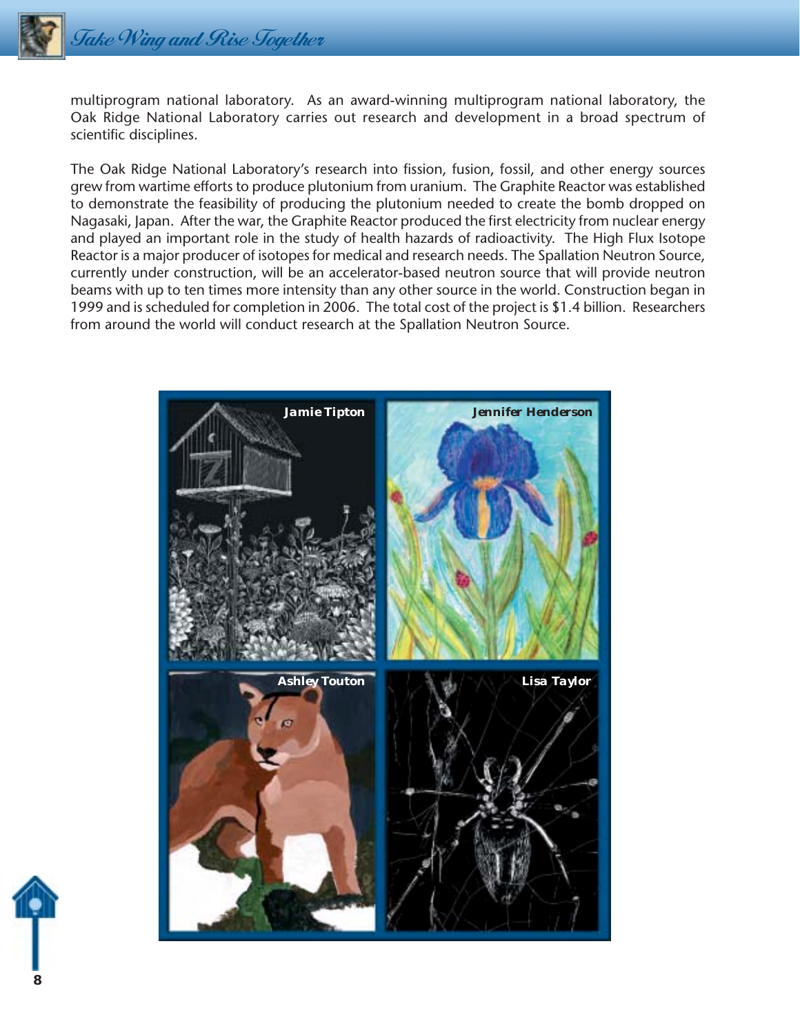multiprogram national laboratory. As an award-winning multiprogram national laboratory, the Oak Ridge National Laboratory carries out research and development in a broad spectrum of scientific disciplines.

The Oak Ridge National Laboratory's research into fission, fusion, fossil, and other energy sources grew from wartime efforts to produce plutonium from uranium. The Graphite Reactor was established to demonstrate the feasibility of producing the plutonium needed to create the bomb dropped on Nagasaki, Japan. After the war, the Graphite Reactor produced the first electricity from nuclear energy and played an important role in the study of health hazards of radioactivity. The High Flux Isotope Reactor is a major producer of isotopes for medical and research needs. The Spallation Neutron Source, currently under construction, will be an accelerator-based neutron source that will provide neutron beams with up to ten times more intensity than any other source in the world. Construction began in 1999 and is scheduled for completion in 2006. The total cost of the project is $1.4 billion. Researchers from around the world will conduct research at the Spallation Neutron Source.

Jamie Tipton

Jennifer Henderson

Ashley Touton

Lisa Taylor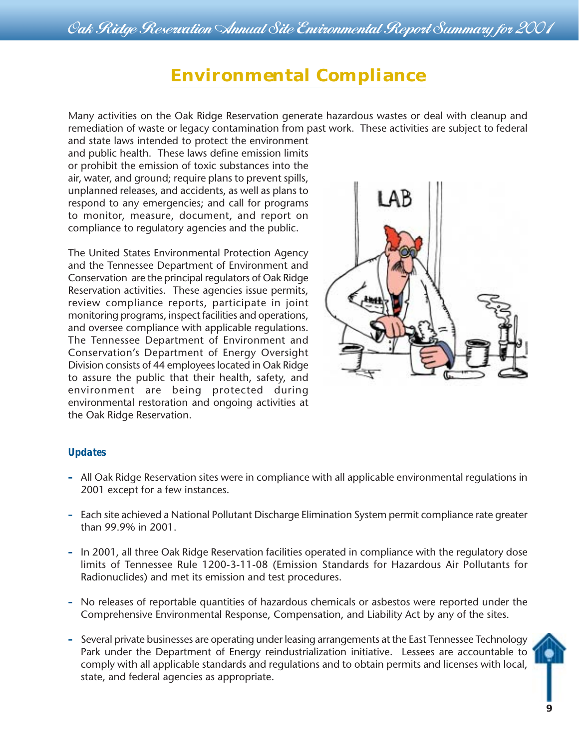# Environmental Compliance

Many activities on the Oak Ridge Reservation generate hazardous wastes or deal with cleanup and remediation of waste or legacy contamination from past work. These activities are subject to federal and state laws intended to protect the environment and public health. These laws define emission limits or prohibit the emission of toxic substances into the air, water, and ground; require plans to prevent spills, unplanned releases, and accidents, as well as plans to respond to any emergencies; and call for programs to monitor, measure, document, and report on compliance to regulatory agencies and the public.

The United States Environmental Protection Agency and the Tennessee Department of Environment and Conservation are the principal regulators of Oak Ridge Reservation activities. These agencies issue permits, review compliance reports, participate in joint monitoring programs, inspect facilities and operations, and oversee compliance with applicable regulations. The Tennessee Department of Environment and Conservation's Department of Energy Oversight Division consists of 44 employees located in Oak Ridge to assure the public that their health, safety, and environment are being protected during environmental restoration and ongoing activities at the Oak Ridge Reservation.

### *Updates*

- All Oak Ridge Reservation sites were in compliance with all applicable environmental regulations in 2001 except for a few instances.
- Each site achieved a National Pollutant Discharge Elimination System permit compliance rate greater than 99.9% in 2001.
- In 2001, all three Oak Ridge Reservation facilities operated in compliance with the regulatory dose limits of Tennessee Rule 1200-3-11-08 (Emission Standards for Hazardous Air Pollutants for Radionuclides) and met its emission and test procedures.
- No releases of reportable quantities of hazardous chemicals or asbestos were reported under the Comprehensive Environmental Response, Compensation, and Liability Act by any of the sites.
- Several private businesses are operating under leasing arrangements at the East Tennessee Technology Park under the Department of Energy reindustrialization initiative. Lessees are accountable to comply with all applicable standards and regulations and to obtain permits and licenses with local, state, and federal agencies as appropriate.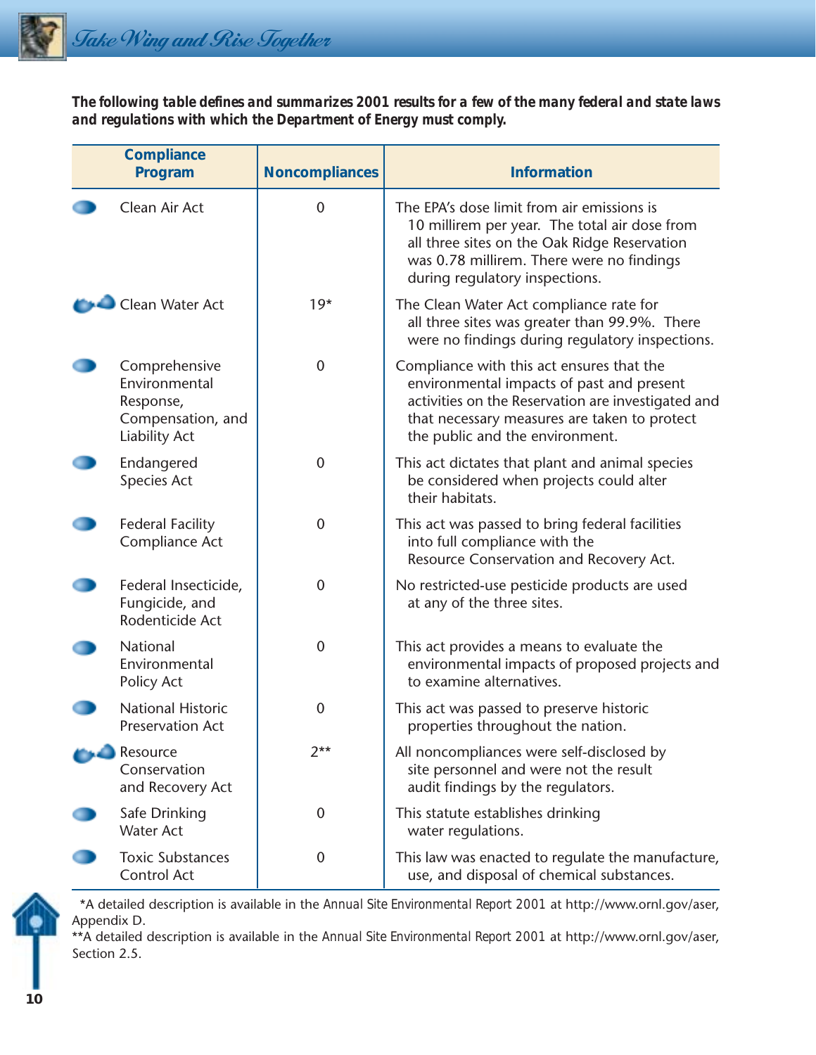**The following table defines and summarizes 2001 results for a few of the many federal and state laws and regulations with which the Department of Energy must comply.**

| Compliance Program | Noncompliances | Information |
|---|---|---|
| Clean Air Act | 0 | The EPA's dose limit from air emissions is 10 millirem per year. The total air dose from all three sites on the Oak Ridge Reservation was 0.78 millirem. There were no findings during regulatory inspections. |
| Clean Water Act | 19* | The Clean Water Act compliance rate for all three sites was greater than 99.9%. There were no findings during regulatory inspections. |
| Comprehensive Environmental Response, Compensation, and Liability Act | 0 | Compliance with this act ensures that the environmental impacts of past and present activities on the Reservation are investigated and that necessary measures are taken to protect the public and the environment. |
| Endangered Species Act | 0 | This act dictates that plant and animal species be considered when projects could alter their habitats. |
| Federal Facility Compliance Act | 0 | This act was passed to bring federal facilities into full compliance with the Resource Conservation and Recovery Act. |
| Federal Insecticide, Fungicide, and Rodenticide Act | 0 | No restricted-use pesticide products are used at any of the three sites. |
| National Environmental Policy Act | 0 | This act provides a means to evaluate the environmental impacts of proposed projects and to examine alternatives. |
| National Historic Preservation Act | 0 | This act was passed to preserve historic properties throughout the nation. |
| Resource Conservation and Recovery Act | 2** | All noncompliances were self-disclosed by site personnel and were not the result audit findings by the regulators. |
| Safe Drinking Water Act | 0 | This statute establishes drinking water regulations. |
| Toxic Substances Control Act | 0 | This law was enacted to regulate the manufacture, use, and disposal of chemical substances. |

*A detailed description is available in the *Annual Site Environmental Report 2001* at http://www.ornl.gov/aser, Appendix D.

**A detailed description is available in the *Annual Site Environmental Report 2001* at http://www.ornl.gov/aser, Section 2.5.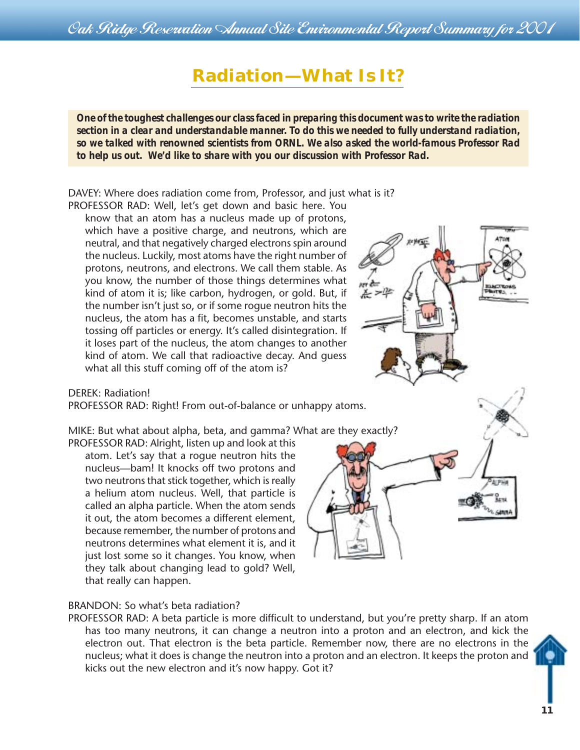# Radiation—What Is It?

***One of the toughest challenges our class faced in preparing this document was to write the radiation section in a clear and understandable manner. To do this we needed to fully understand radiation, so we talked with renowned scientists from ORNL. We also asked the world-famous Professor Rad to help us out. We'd like to share with you our discussion with Professor Rad.***

DAVEY: Where does radiation come from, Professor, and just what is it?

PROFESSOR RAD: Well, let's get down and basic here. You know that an atom has a nucleus made up of protons, which have a positive charge, and neutrons, which are neutral, and that negatively charged electrons spin around the nucleus. Luckily, most atoms have the right number of protons, neutrons, and electrons. We call them stable. As you know, the number of those things determines what kind of atom it is; like carbon, hydrogen, or gold. But, if the number isn't just so, or if some rogue neutron hits the nucleus, the atom has a fit, becomes unstable, and starts tossing off particles or energy. It's called disintegration. If it loses part of the nucleus, the atom changes to another kind of atom. We call that radioactive decay. And guess what all this stuff coming off of the atom is?

DEREK: Radiation!

PROFESSOR RAD: Right! From out-of-balance or unhappy atoms.

MIKE: But what about alpha, beta, and gamma? What are they exactly?

PROFESSOR RAD: Alright, listen up and look at this atom. Let's say that a rogue neutron hits the nucleus—bam! It knocks off two protons and two neutrons that stick together, which is really a helium atom nucleus. Well, that particle is called an alpha particle. When the atom sends it out, the atom becomes a different element, because remember, the number of protons and neutrons determines what element it is, and it just lost some so it changes. You know, when they talk about changing lead to gold? Well, that really can happen.

BRANDON: So what's beta radiation?

PROFESSOR RAD: A beta particle is more difficult to understand, but you're pretty sharp. If an atom has too many neutrons, it can change a neutron into a proton and an electron, and kick the electron out. That electron is the beta particle. Remember now, there are no electrons in the nucleus; what it does is change the neutron into a proton and an electron. It keeps the proton and kicks out the new electron and it's now happy. Got it?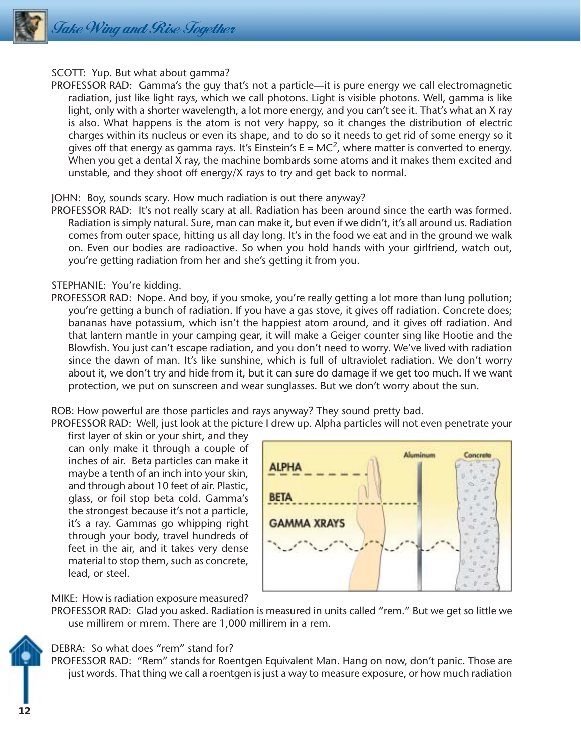SCOTT: Yup. But what about gamma?

PROFESSOR RAD: Gamma's the guy that's not a particle—it is pure energy we call electromagnetic radiation, just like light rays, which we call photons. Light is visible photons. Well, gamma is like light, only with a shorter wavelength, a lot more energy, and you can't see it. That's what an X ray is also. What happens is the atom is not very happy, so it changes the distribution of electric charges within its nucleus or even its shape, and to do so it needs to get rid of some energy so it gives off that energy as gamma rays. It's Einstein's $E = MC^2$, where matter is converted to energy. When you get a dental X ray, the machine bombards some atoms and it makes them excited and unstable, and they shoot off energy/X rays to try and get back to normal.

JOHN: Boy, sounds scary. How much radiation is out there anyway?

PROFESSOR RAD: It's not really scary at all. Radiation has been around since the earth was formed. Radiation is simply natural. Sure, man can make it, but even if we didn't, it's all around us. Radiation comes from outer space, hitting us all day long. It's in the food we eat and in the ground we walk on. Even our bodies are radioactive. So when you hold hands with your girlfriend, watch out, you're getting radiation from her and she's getting it from you.

STEPHANIE: You're kidding.

PROFESSOR RAD: Nope. And boy, if you smoke, you're really getting a lot more than lung pollution; you're getting a bunch of radiation. If you have a gas stove, it gives off radiation. Concrete does; bananas have potassium, which isn't the happiest atom around, and it gives off radiation. And that lantern mantle in your camping gear, it will make a Geiger counter sing like Hootie and the Blowfish. You just can't escape radiation, and you don't need to worry. We've lived with radiation since the dawn of man. It's like sunshine, which is full of ultraviolet radiation. We don't worry about it, we don't try and hide from it, but it can sure do damage if we get too much. If we want protection, we put on sunscreen and wear sunglasses. But we don't worry about the sun.

ROB: How powerful are those particles and rays anyway? They sound pretty bad.

PROFESSOR RAD: Well, just look at the picture I drew up. Alpha particles will not even penetrate your first layer of skin or your shirt, and they can only make it through a couple of inches of air. Beta particles can make it maybe a tenth of an inch into your skin, and through about 10 feet of air. Plastic, glass, or foil stop beta cold. Gamma's the strongest because it's not a particle, it's a ray. Gammas go whipping right through your body, travel hundreds of feet in the air, and it takes very dense material to stop them, such as concrete, lead, or steel.

MIKE: How is radiation exposure measured?

PROFESSOR RAD: Glad you asked. Radiation is measured in units called "rem." But we get so little we use millirem or mrem. There are 1,000 millirem in a rem.

DEBRA: So what does "rem" stand for?

PROFESSOR RAD: "Rem" stands for Roentgen Equivalent Man. Hang on now, don't panic. Those are just words. That thing we call a roentgen is just a way to measure exposure, or how much radiation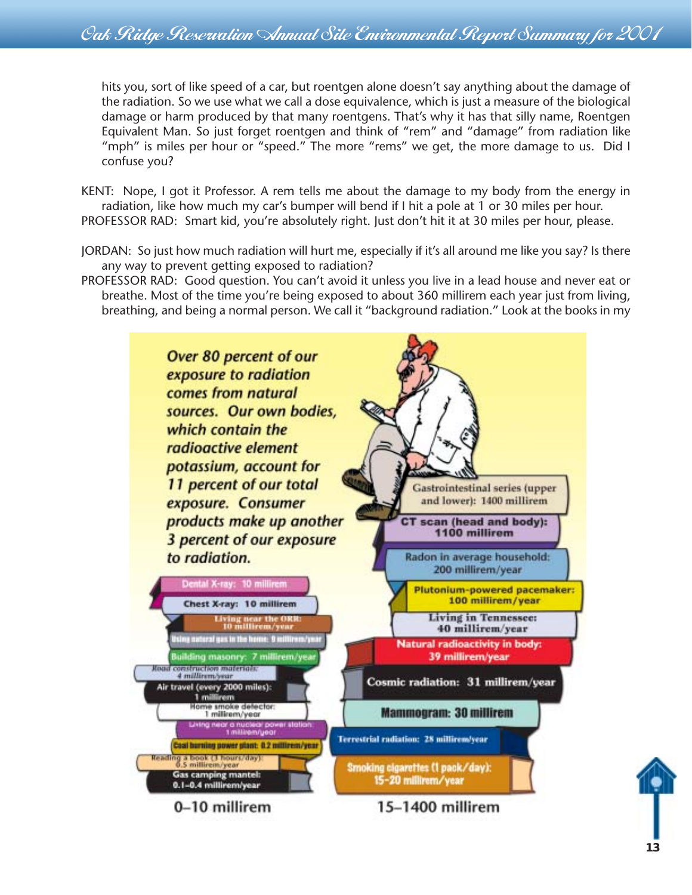hits you, sort of like speed of a car, but roentgen alone doesn't say anything about the damage of the radiation. So we use what we call a dose equivalence, which is just a measure of the biological damage or harm produced by that many roentgens. That's why it has that silly name, Roentgen Equivalent Man. So just forget roentgen and think of "rem" and "damage" from radiation like "mph" is miles per hour or "speed." The more "rems" we get, the more damage to us. Did I confuse you?

KENT: Nope, I got it Professor. A rem tells me about the damage to my body from the energy in radiation, like how much my car's bumper will bend if I hit a pole at 1 or 30 miles per hour.

PROFESSOR RAD: Smart kid, you're absolutely right. Just don't hit it at 30 miles per hour, please.

JORDAN: So just how much radiation will hurt me, especially if it's all around me like you say? Is there any way to prevent getting exposed to radiation?

PROFESSOR RAD: Good question. You can't avoid it unless you live in a lead house and never eat or breathe. Most of the time you're being exposed to about 360 millirem each year just from living, breathing, and being a normal person. We call it "background radiation." Look at the books in my

*Over 80 percent of our exposure to radiation comes from natural sources. Our own bodies, which contain the radioactive element potassium, account for 11 percent of our total exposure. Consumer products make up another 3 percent of our exposure to radiation.*

**0–10 millirem**

- Dental X-ray: 10 millirem
- Chest X-ray: 10 millirem
- Living near the ORR: 10 millirem/year
- Using natural gas in the home: 9 millirem/year
- Building masonry: 7 millirem/year
- Road construction materials: 4 millirem/year
- Air travel (every 2000 miles): 1 millirem
- Home smoke detector: 1 millirem/year
- Living near a nuclear power station: 1 millirem/year
- Coal burning power plant: 0.2 millirem/year
- Reading a book (3 hours/day): 0.5 millirem/year
- Gas camping mantel: 0.1–0.4 millirem/year

**15–1400 millirem**

- Gastrointestinal series (upper and lower): 1400 millirem
- CT scan (head and body): 1100 millirem
- Radon in average household: 200 millirem/year
- Plutonium-powered pacemaker: 100 millirem/year
- Living in Tennessee: 40 millirem/year
- Natural radioactivity in body: 39 millirem/year
- Cosmic radiation: 31 millirem/year
- Mammogram: 30 millirem
- Terrestrial radiation: 28 millirem/year
- Smoking cigarettes (1 pack/day): 15–20 millirem/year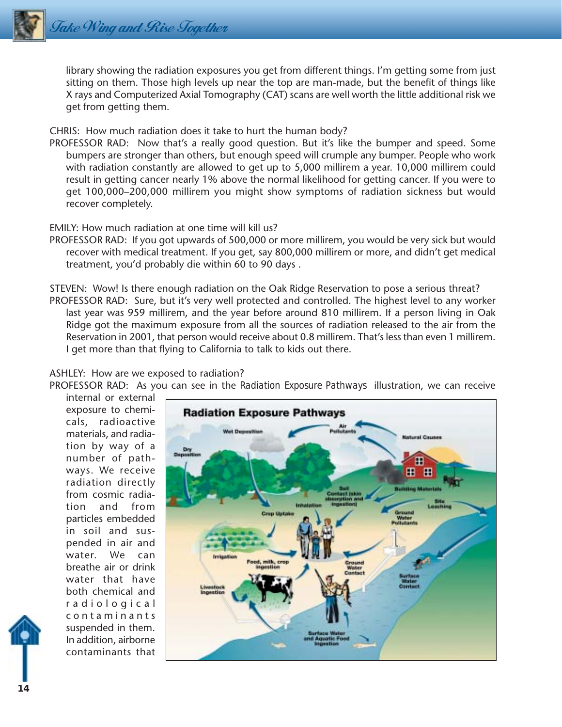library showing the radiation exposures you get from different things. I'm getting some from just sitting on them. Those high levels up near the top are man-made, but the benefit of things like X rays and Computerized Axial Tomography (CAT) scans are well worth the little additional risk we get from getting them.

CHRIS: How much radiation does it take to hurt the human body?

PROFESSOR RAD: Now that's a really good question. But it's like the bumper and speed. Some bumpers are stronger than others, but enough speed will crumple any bumper. People who work with radiation constantly are allowed to get up to 5,000 millirem a year. 10,000 millirem could result in getting cancer nearly 1% above the normal likelihood for getting cancer. If you were to get 100,000–200,000 millirem you might show symptoms of radiation sickness but would recover completely.

EMILY: How much radiation at one time will kill us?

PROFESSOR RAD: If you got upwards of 500,000 or more millirem, you would be very sick but would recover with medical treatment. If you get, say 800,000 millirem or more, and didn't get medical treatment, you'd probably die within 60 to 90 days .

STEVEN: Wow! Is there enough radiation on the Oak Ridge Reservation to pose a serious threat?

PROFESSOR RAD: Sure, but it's very well protected and controlled. The highest level to any worker last year was 959 millirem, and the year before around 810 millirem. If a person living in Oak Ridge got the maximum exposure from all the sources of radiation released to the air from the Reservation in 2001, that person would receive about 0.8 millirem. That's less than even 1 millirem. I get more than that flying to California to talk to kids out there.

ASHLEY: How are we exposed to radiation?

PROFESSOR RAD: As you can see in the *Radiation Exposure Pathways* illustration, we can receive internal or external exposure to chemicals, radioactive materials, and radiation by way of a number of pathways. We receive radiation directly from cosmic radiation and from particles embedded in soil and suspended in air and water. We can breathe air or drink water that have both chemical and radiological contaminants suspended in them. In addition, airborne contaminants that

**Radiation Exposure Pathways**

Wet Deposition, Air Pollutants, Natural Causes, Dry Deposition, Building Materials, Soil Contact (skin absorption and ingestion), Inhalation, Site Leaching, Crop Uptake, Ground Water Pollutants, Irrigation, Food, milk, crop ingestion, Ground Water Contact, Surface Water Contact, Livestock Ingestion, Surface Water and Aquatic Food Ingestion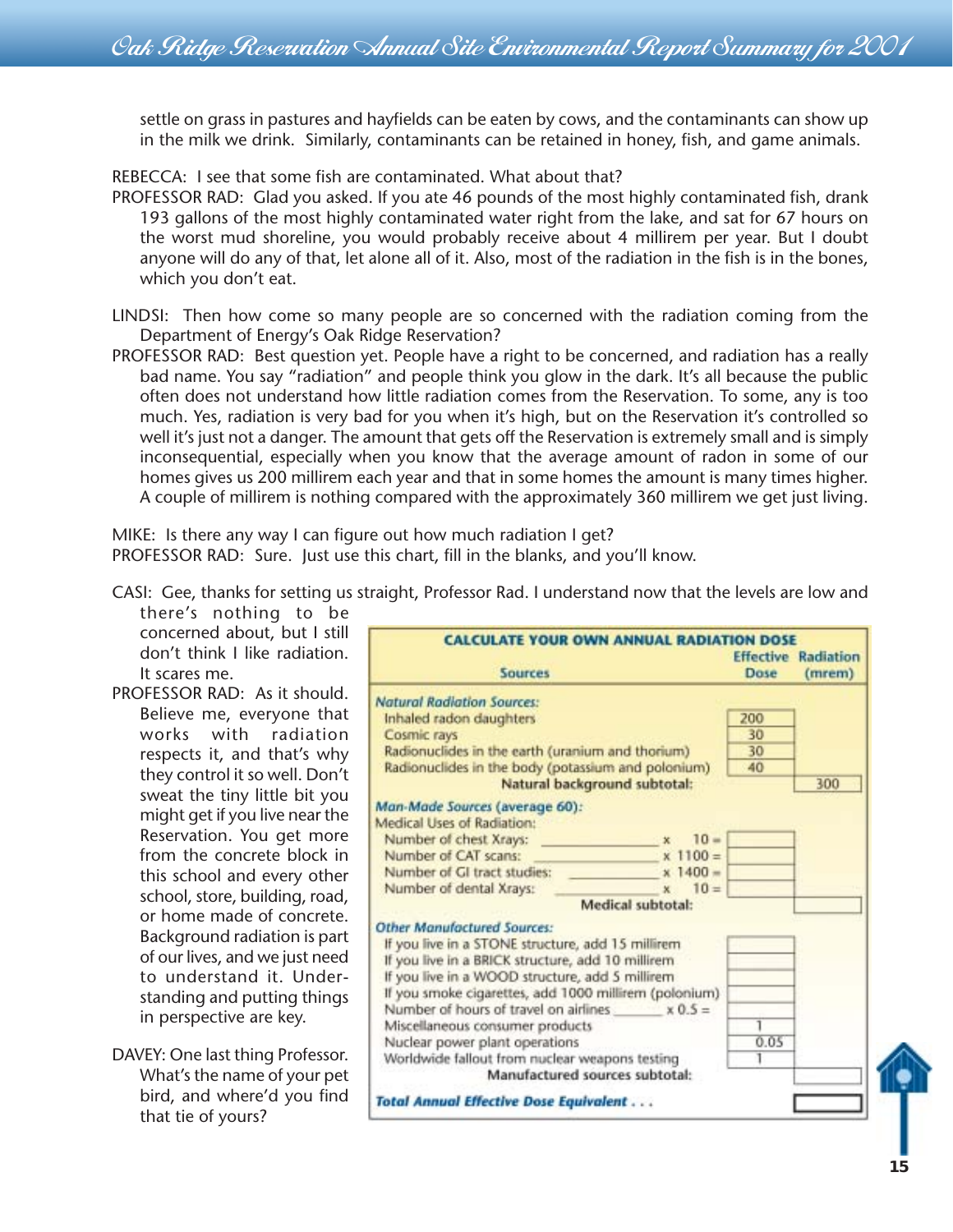settle on grass in pastures and hayfields can be eaten by cows, and the contaminants can show up in the milk we drink. Similarly, contaminants can be retained in honey, fish, and game animals.

REBECCA: I see that some fish are contaminated. What about that?

PROFESSOR RAD: Glad you asked. If you ate 46 pounds of the most highly contaminated fish, drank 193 gallons of the most highly contaminated water right from the lake, and sat for 67 hours on the worst mud shoreline, you would probably receive about 4 millirem per year. But I doubt anyone will do any of that, let alone all of it. Also, most of the radiation in the fish is in the bones, which you don't eat.

LINDSI: Then how come so many people are so concerned with the radiation coming from the Department of Energy's Oak Ridge Reservation?

PROFESSOR RAD: Best question yet. People have a right to be concerned, and radiation has a really bad name. You say "radiation" and people think you glow in the dark. It's all because the public often does not understand how little radiation comes from the Reservation. To some, any is too much. Yes, radiation is very bad for you when it's high, but on the Reservation it's controlled so well it's just not a danger. The amount that gets off the Reservation is extremely small and is simply inconsequential, especially when you know that the average amount of radon in some of our homes gives us 200 millirem each year and that in some homes the amount is many times higher. A couple of millirem is nothing compared with the approximately 360 millirem we get just living.

MIKE: Is there any way I can figure out how much radiation I get?

PROFESSOR RAD: Sure. Just use this chart, fill in the blanks, and you'll know.

CASI: Gee, thanks for setting us straight, Professor Rad. I understand now that the levels are low and there's nothing to be concerned about, but I still don't think I like radiation. It scares me.

PROFESSOR RAD: As it should. Believe me, everyone that works with radiation respects it, and that's why they control it so well. Don't sweat the tiny little bit you might get if you live near the Reservation. You get more from the concrete block in this school and every other school, store, building, road, or home made of concrete. Background radiation is part of our lives, and we just need to understand it. Understanding and putting things in perspective are key.

DAVEY: One last thing Professor. What's the name of your pet bird, and where'd you find that tie of yours?

**CALCULATE YOUR OWN ANNUAL RADIATION DOSE**

| Sources | Effective Dose | Radiation (mrem) |
|---|---|---|
| ***Natural Radiation Sources:*** | | |
| Inhaled radon daughters | 200 | |
| Cosmic rays | 30 | |
| Radionuclides in the earth (uranium and thorium) | 30 | |
| Radionuclides in the body (potassium and polonium) | 40 | |
| **Natural background subtotal:** | | 300 |
| ***Man-Made Sources (average 60):*** | | |
| Medical Uses of Radiation: | | |
| Number of chest Xrays: ________ x 10 = | | |
| Number of CAT scans: ________ x 1100 = | | |
| Number of GI tract studies: ________ x 1400 = | | |
| Number of dental Xrays: ________ x 10 = | | |
| **Medical subtotal:** | | |
| ***Other Manufactured Sources:*** | | |
| If you live in a STONE structure, add 15 millirem | | |
| If you live in a BRICK structure, add 10 millirem | | |
| If you live in a WOOD structure, add 5 millirem | | |
| If you smoke cigarettes, add 1000 millirem (polonium) | | |
| Number of hours of travel on airlines ________ x 0.5 = | | |
| Miscellaneous consumer products | 1 | |
| Nuclear power plant operations | 0.05 | |
| Worldwide fallout from nuclear weapons testing | 1 | |
| **Manufactured sources subtotal:** | | |
| ***Total Annual Effective Dose Equivalent . . .*** | | |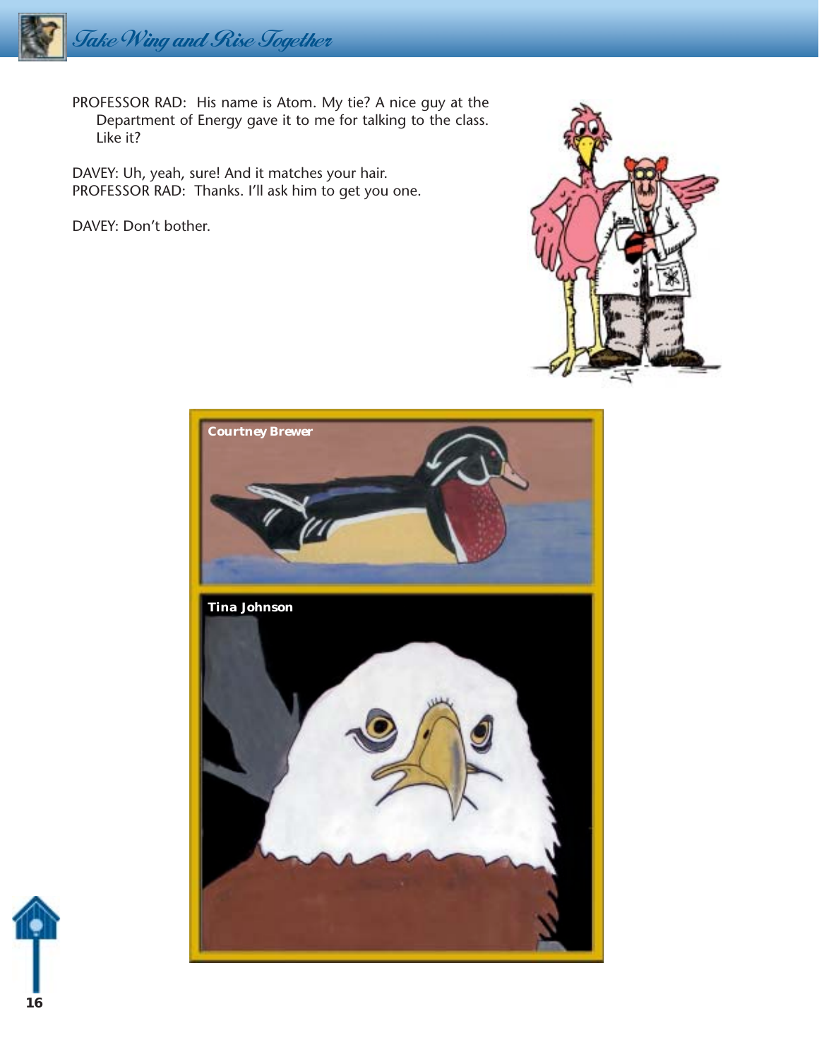PROFESSOR RAD: His name is Atom. My tie? A nice guy at the Department of Energy gave it to me for talking to the class. Like it?

DAVEY: Uh, yeah, sure! And it matches your hair.

PROFESSOR RAD: Thanks. I'll ask him to get you one.

DAVEY: Don't bother.

Courtney Brewer

Tina Johnson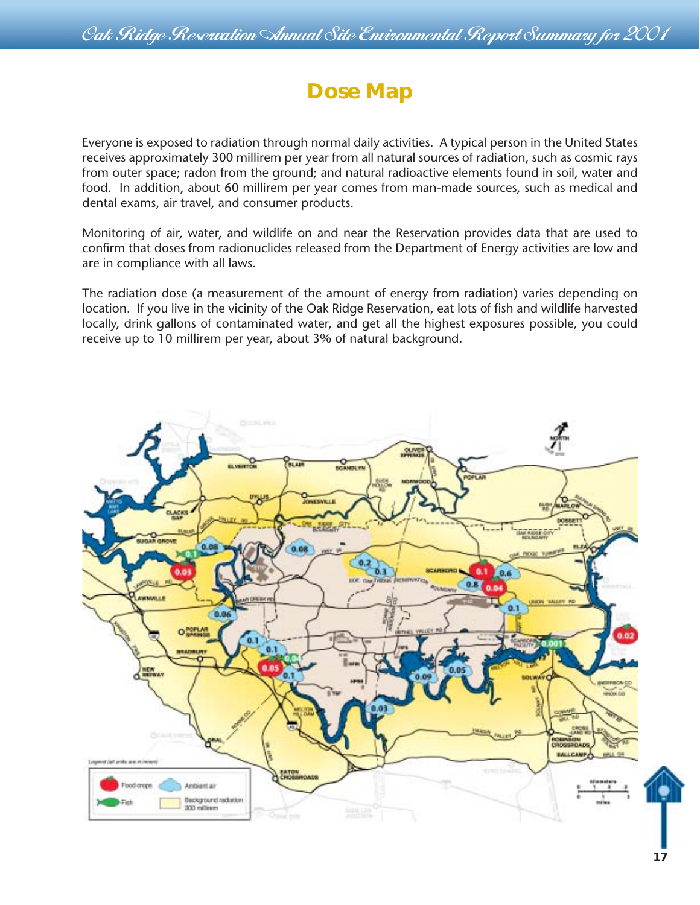# Dose Map

Everyone is exposed to radiation through normal daily activities. A typical person in the United States receives approximately 300 millirem per year from all natural sources of radiation, such as cosmic rays from outer space; radon from the ground; and natural radioactive elements found in soil, water and food. In addition, about 60 millirem per year comes from man-made sources, such as medical and dental exams, air travel, and consumer products.

Monitoring of air, water, and wildlife on and near the Reservation provides data that are used to confirm that doses from radionuclides released from the Department of Energy activities are low and are in compliance with all laws.

The radiation dose (a measurement of the amount of energy from radiation) varies depending on location. If you live in the vicinity of the Oak Ridge Reservation, eat lots of fish and wildlife harvested locally, drink gallons of contaminated water, and get all the highest exposures possible, you could receive up to 10 millirem per year, about 3% of natural background.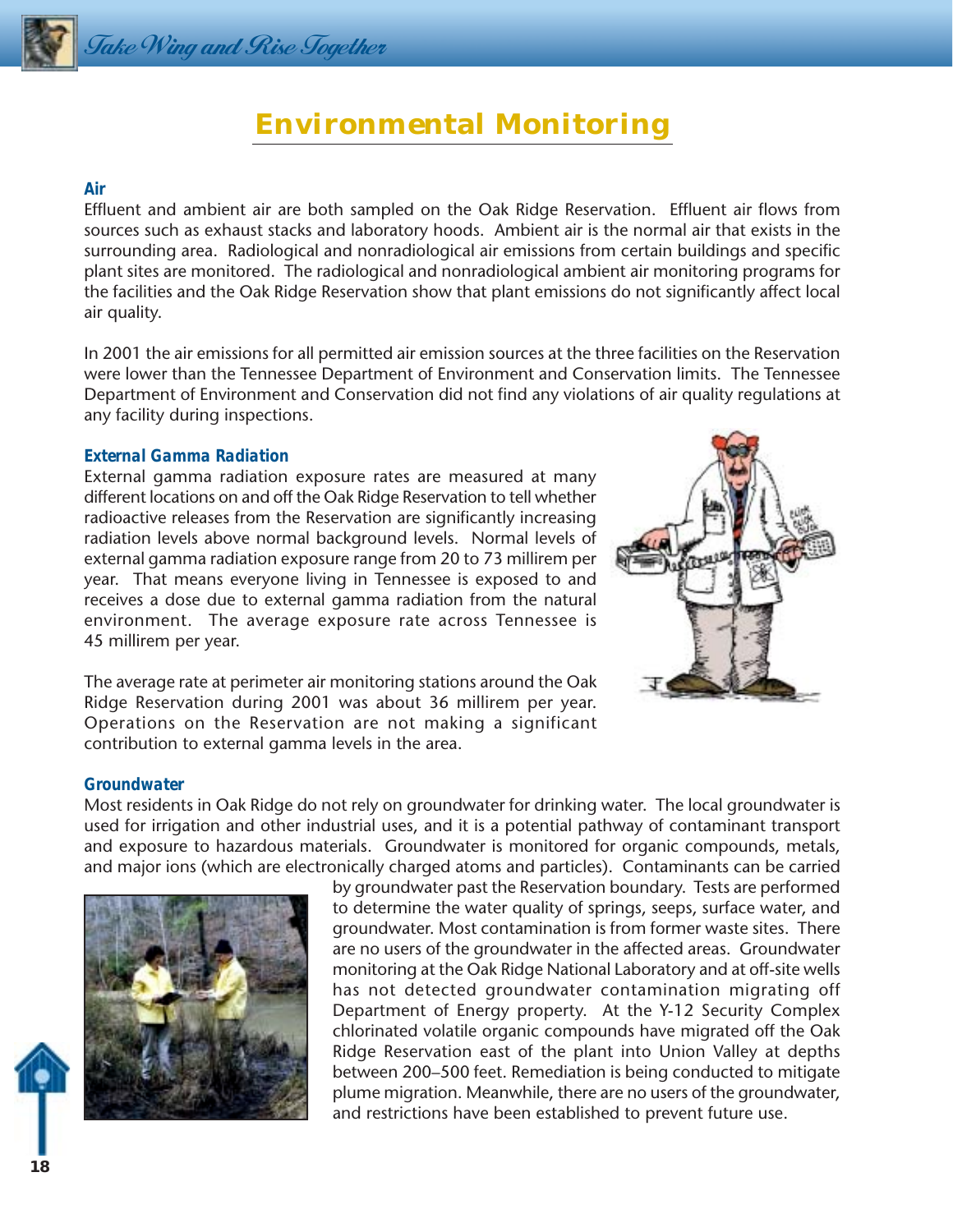# Environmental Monitoring

### Air

Effluent and ambient air are both sampled on the Oak Ridge Reservation. Effluent air flows from sources such as exhaust stacks and laboratory hoods. Ambient air is the normal air that exists in the surrounding area. Radiological and nonradiological air emissions from certain buildings and specific plant sites are monitored. The radiological and nonradiological ambient air monitoring programs for the facilities and the Oak Ridge Reservation show that plant emissions do not significantly affect local air quality.

In 2001 the air emissions for all permitted air emission sources at the three facilities on the Reservation were lower than the Tennessee Department of Environment and Conservation limits. The Tennessee Department of Environment and Conservation did not find any violations of air quality regulations at any facility during inspections.

### External Gamma Radiation

External gamma radiation exposure rates are measured at many different locations on and off the Oak Ridge Reservation to tell whether radioactive releases from the Reservation are significantly increasing radiation levels above normal background levels. Normal levels of external gamma radiation exposure range from 20 to 73 millirem per year. That means everyone living in Tennessee is exposed to and receives a dose due to external gamma radiation from the natural environment. The average exposure rate across Tennessee is 45 millirem per year.

The average rate at perimeter air monitoring stations around the Oak Ridge Reservation during 2001 was about 36 millirem per year. Operations on the Reservation are not making a significant contribution to external gamma levels in the area.

### Groundwater

Most residents in Oak Ridge do not rely on groundwater for drinking water. The local groundwater is used for irrigation and other industrial uses, and it is a potential pathway of contaminant transport and exposure to hazardous materials. Groundwater is monitored for organic compounds, metals, and major ions (which are electronically charged atoms and particles). Contaminants can be carried by groundwater past the Reservation boundary. Tests are performed to determine the water quality of springs, seeps, surface water, and groundwater. Most contamination is from former waste sites. There are no users of the groundwater in the affected areas. Groundwater monitoring at the Oak Ridge National Laboratory and at off-site wells has not detected groundwater contamination migrating off Department of Energy property. At the Y-12 Security Complex chlorinated volatile organic compounds have migrated off the Oak Ridge Reservation east of the plant into Union Valley at depths between 200–500 feet. Remediation is being conducted to mitigate plume migration. Meanwhile, there are no users of the groundwater, and restrictions have been established to prevent future use.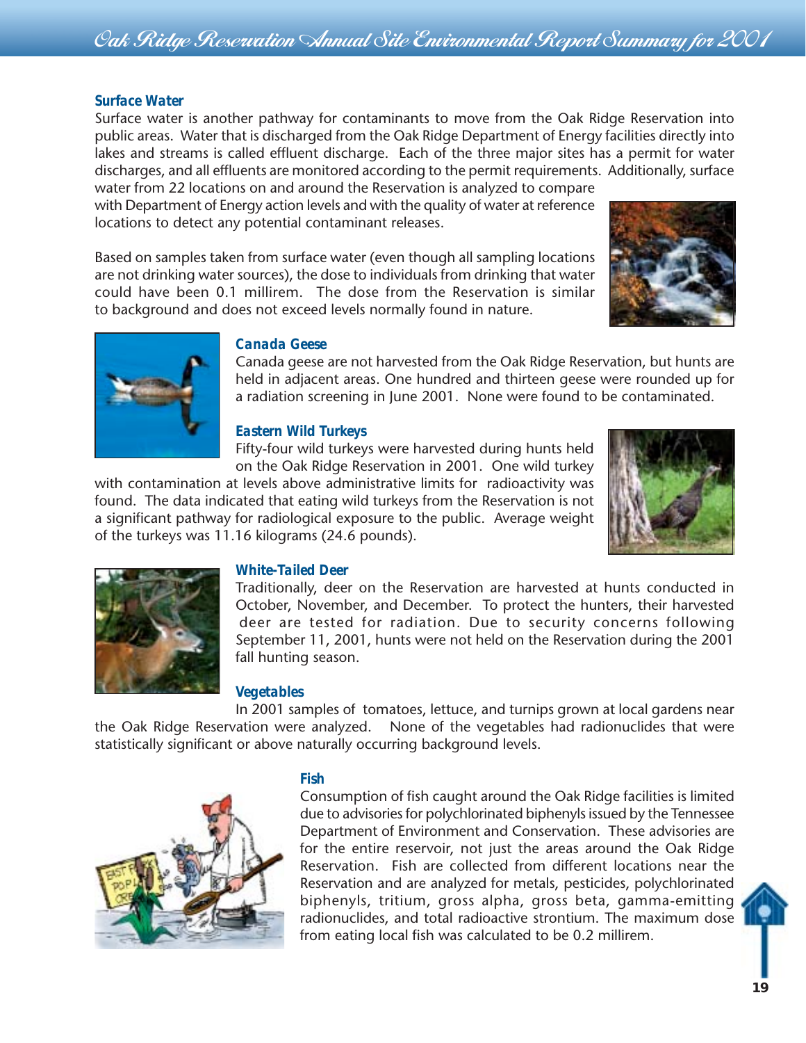## Surface Water

Surface water is another pathway for contaminants to move from the Oak Ridge Reservation into public areas. Water that is discharged from the Oak Ridge Department of Energy facilities directly into lakes and streams is called effluent discharge. Each of the three major sites has a permit for water discharges, and all effluents are monitored according to the permit requirements. Additionally, surface water from 22 locations on and around the Reservation is analyzed to compare with Department of Energy action levels and with the quality of water at reference locations to detect any potential contaminant releases.

Based on samples taken from surface water (even though all sampling locations are not drinking water sources), the dose to individuals from drinking that water could have been 0.1 millirem. The dose from the Reservation is similar to background and does not exceed levels normally found in nature.

## Canada Geese

Canada geese are not harvested from the Oak Ridge Reservation, but hunts are held in adjacent areas. One hundred and thirteen geese were rounded up for a radiation screening in June 2001. None were found to be contaminated.

## Eastern Wild Turkeys

Fifty-four wild turkeys were harvested during hunts held on the Oak Ridge Reservation in 2001. One wild turkey with contamination at levels above administrative limits for radioactivity was found. The data indicated that eating wild turkeys from the Reservation is not a significant pathway for radiological exposure to the public. Average weight of the turkeys was 11.16 kilograms (24.6 pounds).

## White-Tailed Deer

Traditionally, deer on the Reservation are harvested at hunts conducted in October, November, and December. To protect the hunters, their harvested deer are tested for radiation. Due to security concerns following September 11, 2001, hunts were not held on the Reservation during the 2001 fall hunting season.

## Vegetables

In 2001 samples of tomatoes, lettuce, and turnips grown at local gardens near the Oak Ridge Reservation were analyzed. None of the vegetables had radionuclides that were statistically significant or above naturally occurring background levels.

## Fish

Consumption of fish caught around the Oak Ridge facilities is limited due to advisories for polychlorinated biphenyls issued by the Tennessee Department of Environment and Conservation. These advisories are for the entire reservoir, not just the areas around the Oak Ridge Reservation. Fish are collected from different locations near the Reservation and are analyzed for metals, pesticides, polychlorinated biphenyls, tritium, gross alpha, gross beta, gamma-emitting radionuclides, and total radioactive strontium. The maximum dose from eating local fish was calculated to be 0.2 millirem.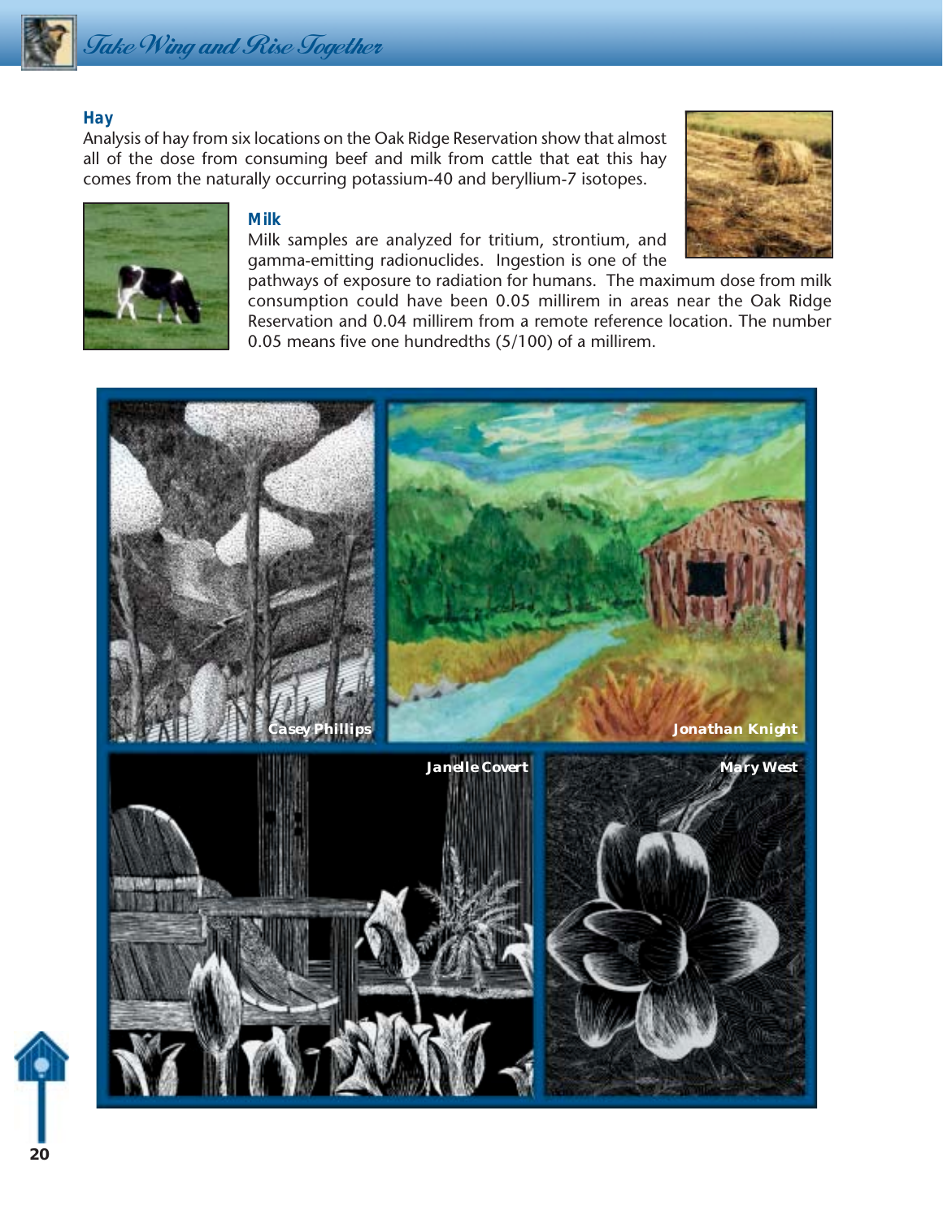## Hay

Analysis of hay from six locations on the Oak Ridge Reservation show that almost all of the dose from consuming beef and milk from cattle that eat this hay comes from the naturally occurring potassium-40 and beryllium-7 isotopes.

## Milk

Milk samples are analyzed for tritium, strontium, and gamma-emitting radionuclides. Ingestion is one of the pathways of exposure to radiation for humans. The maximum dose from milk consumption could have been 0.05 millirem in areas near the Oak Ridge Reservation and 0.04 millirem from a remote reference location. The number 0.05 means five one hundredths (5/100) of a millirem.

Casey Phillips

Jonathan Knight

Janelle Covert

Mary West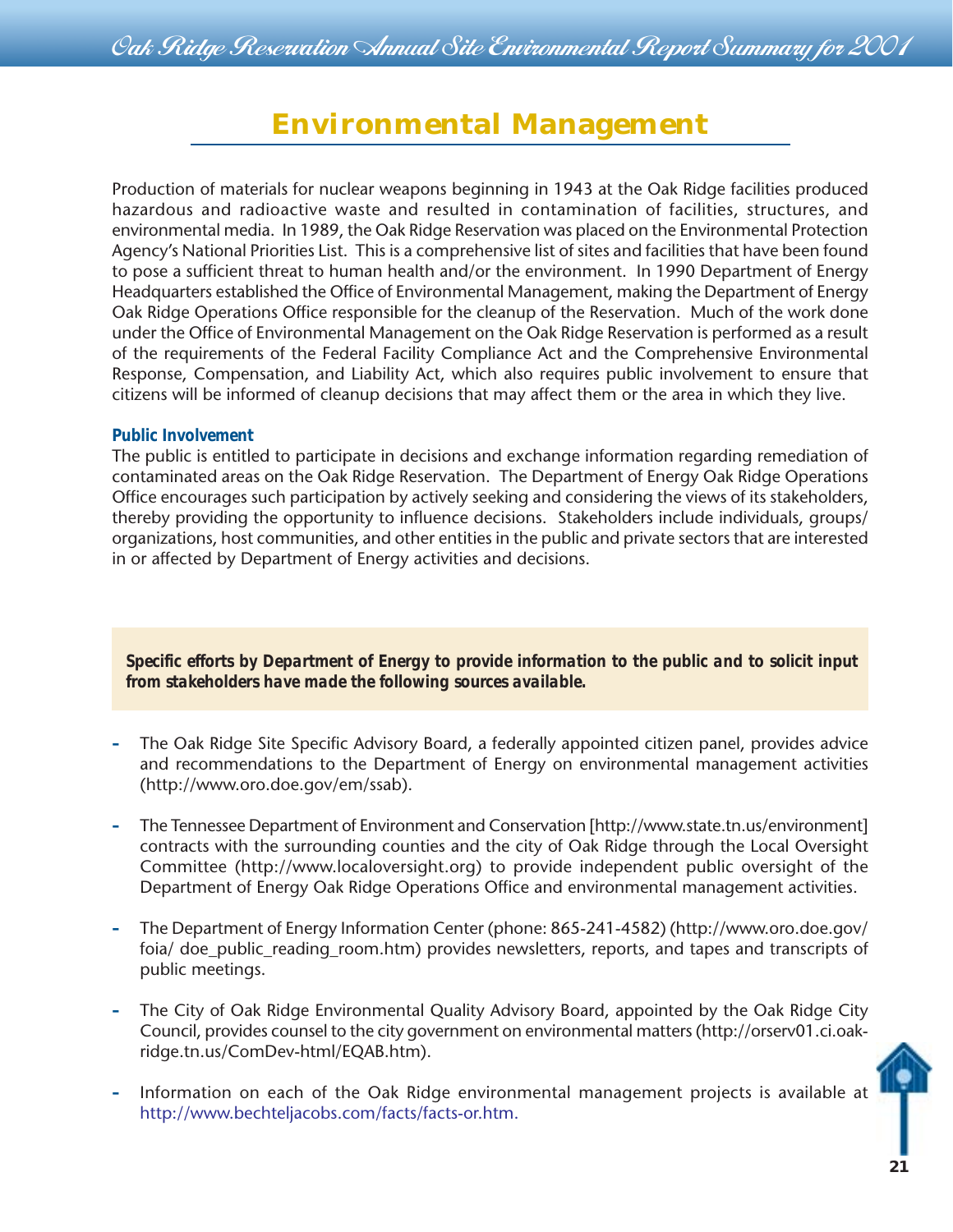# Environmental Management

Production of materials for nuclear weapons beginning in 1943 at the Oak Ridge facilities produced hazardous and radioactive waste and resulted in contamination of facilities, structures, and environmental media. In 1989, the Oak Ridge Reservation was placed on the Environmental Protection Agency's National Priorities List. This is a comprehensive list of sites and facilities that have been found to pose a sufficient threat to human health and/or the environment. In 1990 Department of Energy Headquarters established the Office of Environmental Management, making the Department of Energy Oak Ridge Operations Office responsible for the cleanup of the Reservation. Much of the work done under the Office of Environmental Management on the Oak Ridge Reservation is performed as a result of the requirements of the Federal Facility Compliance Act and the Comprehensive Environmental Response, Compensation, and Liability Act, which also requires public involvement to ensure that citizens will be informed of cleanup decisions that may affect them or the area in which they live.

### Public Involvement

The public is entitled to participate in decisions and exchange information regarding remediation of contaminated areas on the Oak Ridge Reservation. The Department of Energy Oak Ridge Operations Office encourages such participation by actively seeking and considering the views of its stakeholders, thereby providing the opportunity to influence decisions. Stakeholders include individuals, groups/organizations, host communities, and other entities in the public and private sectors that are interested in or affected by Department of Energy activities and decisions.

***Specific efforts by Department of Energy to provide information to the public and to solicit input from stakeholders have made the following sources available.***

- The Oak Ridge Site Specific Advisory Board, a federally appointed citizen panel, provides advice and recommendations to the Department of Energy on environmental management activities (http://www.oro.doe.gov/em/ssab).

- The Tennessee Department of Environment and Conservation [http://www.state.tn.us/environment] contracts with the surrounding counties and the city of Oak Ridge through the Local Oversight Committee (http://www.localoversight.org) to provide independent public oversight of the Department of Energy Oak Ridge Operations Office and environmental management activities.

- The Department of Energy Information Center (phone: 865-241-4582) (http://www.oro.doe.gov/foia/ doe_public_reading_room.htm) provides newsletters, reports, and tapes and transcripts of public meetings.

- The City of Oak Ridge Environmental Quality Advisory Board, appointed by the Oak Ridge City Council, provides counsel to the city government on environmental matters (http://orserv01.ci.oak-ridge.tn.us/ComDev-html/EQAB.htm).

- Information on each of the Oak Ridge environmental management projects is available at http://www.bechteljacobs.com/facts/facts-or.htm.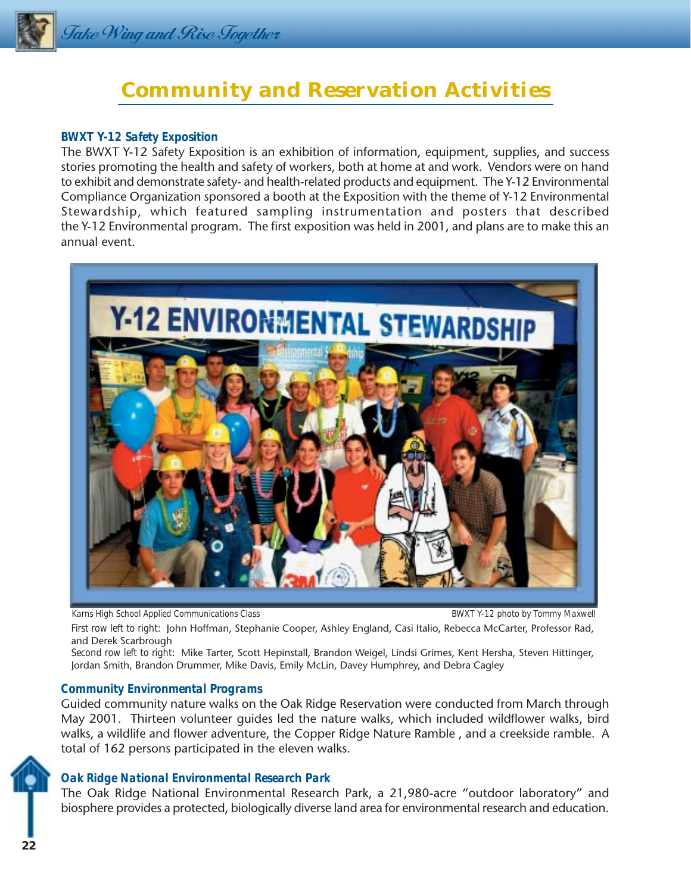# Community and Reservation Activities

### BWXT Y-12 Safety Exposition

The BWXT Y-12 Safety Exposition is an exhibition of information, equipment, supplies, and success stories promoting the health and safety of workers, both at home at and work. Vendors were on hand to exhibit and demonstrate safety- and health-related products and equipment. The Y-12 Environmental Compliance Organization sponsored a booth at the Exposition with the theme of Y-12 Environmental Stewardship, which featured sampling instrumentation and posters that described the Y-12 Environmental program. The first exposition was held in 2001, and plans are to make this an annual event.

Karns High School Applied Communications Class

BWXT Y-12 photo by Tommy Maxwell

First row left to right: John Hoffman, Stephanie Cooper, Ashley England, Casi Italio, Rebecca McCarter, Professor Rad, and Derek Scarbrough

Second row left to right: Mike Tarter, Scott Hepinstall, Brandon Weigel, Lindsi Grimes, Kent Hersha, Steven Hittinger, Jordan Smith, Brandon Drummer, Mike Davis, Emily McLin, Davey Humphrey, and Debra Cagley

### Community Environmental Programs

Guided community nature walks on the Oak Ridge Reservation were conducted from March through May 2001. Thirteen volunteer guides led the nature walks, which included wildflower walks, bird walks, a wildlife and flower adventure, the Copper Ridge Nature Ramble , and a creekside ramble. A total of 162 persons participated in the eleven walks.

### Oak Ridge National Environmental Research Park

The Oak Ridge National Environmental Research Park, a 21,980-acre "outdoor laboratory" and biosphere provides a protected, biologically diverse land area for environmental research and education.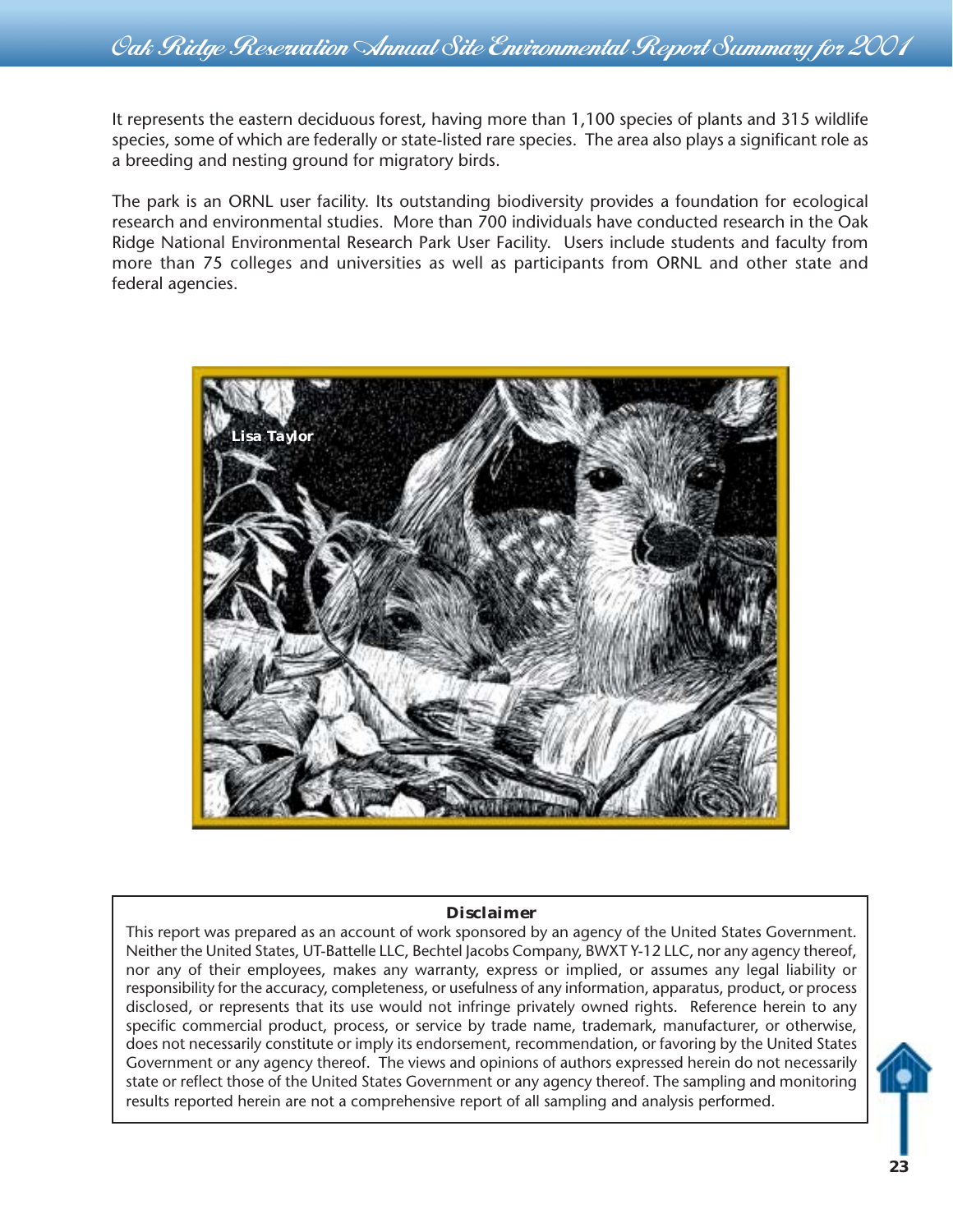It represents the eastern deciduous forest, having more than 1,100 species of plants and 315 wildlife species, some of which are federally or state-listed rare species. The area also plays a significant role as a breeding and nesting ground for migratory birds.

The park is an ORNL user facility. Its outstanding biodiversity provides a foundation for ecological research and environmental studies. More than 700 individuals have conducted research in the Oak Ridge National Environmental Research Park User Facility. Users include students and faculty from more than 75 colleges and universities as well as participants from ORNL and other state and federal agencies.

Lisa Taylor

**Disclaimer**

This report was prepared as an account of work sponsored by an agency of the United States Government. Neither the United States, UT-Battelle LLC, Bechtel Jacobs Company, BWXT Y-12 LLC, nor any agency thereof, nor any of their employees, makes any warranty, express or implied, or assumes any legal liability or responsibility for the accuracy, completeness, or usefulness of any information, apparatus, product, or process disclosed, or represents that its use would not infringe privately owned rights. Reference herein to any specific commercial product, process, or service by trade name, trademark, manufacturer, or otherwise, does not necessarily constitute or imply its endorsement, recommendation, or favoring by the United States Government or any agency thereof. The views and opinions of authors expressed herein do not necessarily state or reflect those of the United States Government or any agency thereof. The sampling and monitoring results reported herein are not a comprehensive report of all sampling and analysis performed.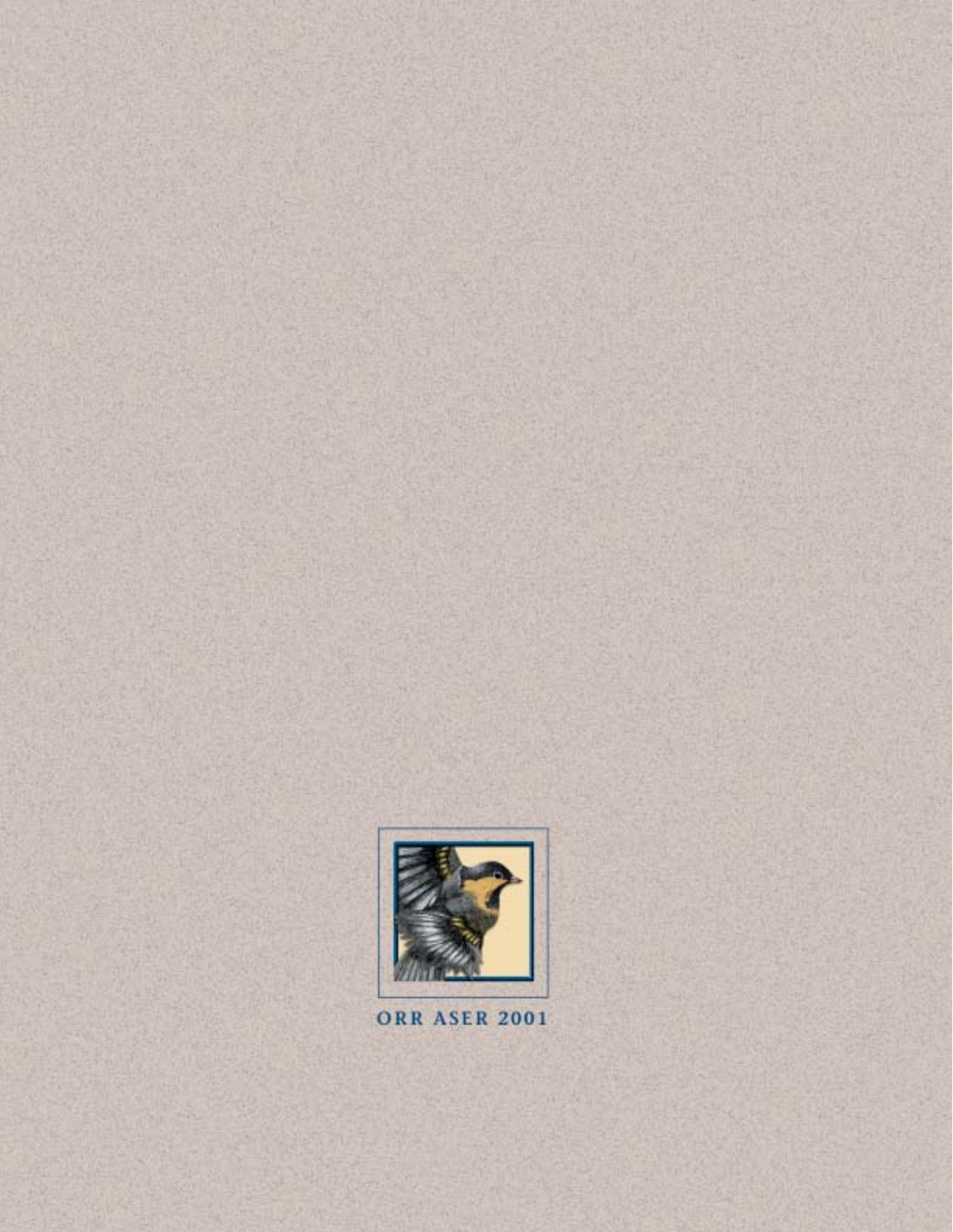ORR ASER 2001